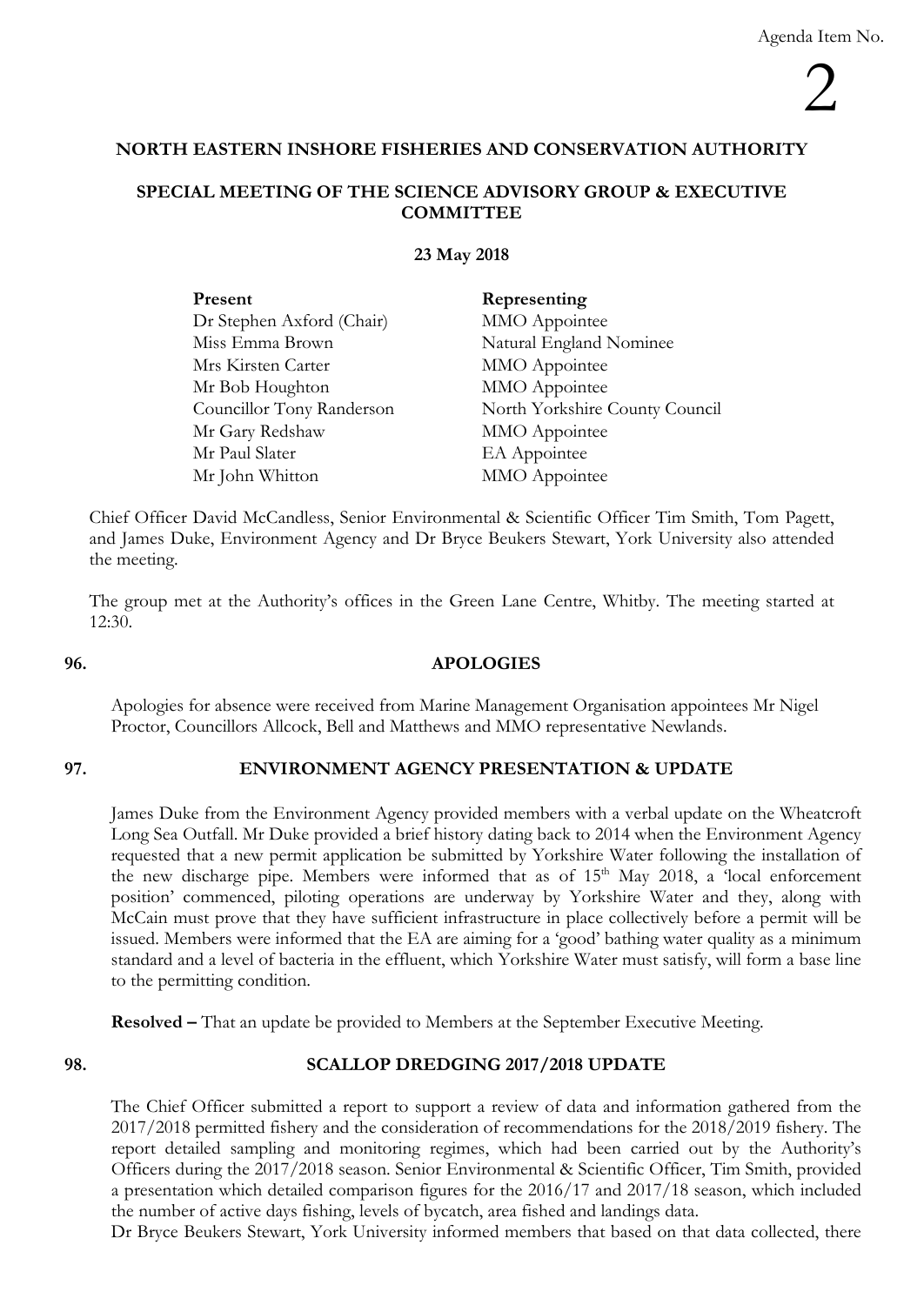Agenda Item No.

2

# NORTH EASTERN INSHORE FISHERIES AND CONSERVATION AUTHORITY

## SPECIAL MEETING OF THE SCIENCE ADVISORY GROUP & EXECUTIVE COMMITTEE

**23 May 2018**

| **Present** | **Representing** |
|---|---|
| Dr Stephen Axford (Chair) | MMO Appointee |
| Miss Emma Brown | Natural England Nominee |
| Mrs Kirsten Carter | MMO Appointee |
| Mr Bob Houghton | MMO Appointee |
| Councillor Tony Randerson | North Yorkshire County Council |
| Mr Gary Redshaw | MMO Appointee |
| Mr Paul Slater | EA Appointee |
| Mr John Whitton | MMO Appointee |

Chief Officer David McCandless, Senior Environmental & Scientific Officer Tim Smith, Tom Pagett, and James Duke, Environment Agency and Dr Bryce Beukers Stewart, York University also attended the meeting.

The group met at the Authority's offices in the Green Lane Centre, Whitby. The meeting started at 12:30.

### 96. APOLOGIES

Apologies for absence were received from Marine Management Organisation appointees Mr Nigel Proctor, Councillors Allcock, Bell and Matthews and MMO representative Newlands.

### 97. ENVIRONMENT AGENCY PRESENTATION & UPDATE

James Duke from the Environment Agency provided members with a verbal update on the Wheatcroft Long Sea Outfall. Mr Duke provided a brief history dating back to 2014 when the Environment Agency requested that a new permit application be submitted by Yorkshire Water following the installation of the new discharge pipe. Members were informed that as of 15th May 2018, a 'local enforcement position' commenced, piloting operations are underway by Yorkshire Water and they, along with McCain must prove that they have sufficient infrastructure in place collectively before a permit will be issued. Members were informed that the EA are aiming for a 'good' bathing water quality as a minimum standard and a level of bacteria in the effluent, which Yorkshire Water must satisfy, will form a base line to the permitting condition.

**Resolved –** That an update be provided to Members at the September Executive Meeting.

### 98. SCALLOP DREDGING 2017/2018 UPDATE

The Chief Officer submitted a report to support a review of data and information gathered from the 2017/2018 permitted fishery and the consideration of recommendations for the 2018/2019 fishery. The report detailed sampling and monitoring regimes, which had been carried out by the Authority's Officers during the 2017/2018 season. Senior Environmental & Scientific Officer, Tim Smith, provided a presentation which detailed comparison figures for the 2016/17 and 2017/18 season, which included the number of active days fishing, levels of bycatch, area fished and landings data.

Dr Bryce Beukers Stewart, York University informed members that based on that data collected, there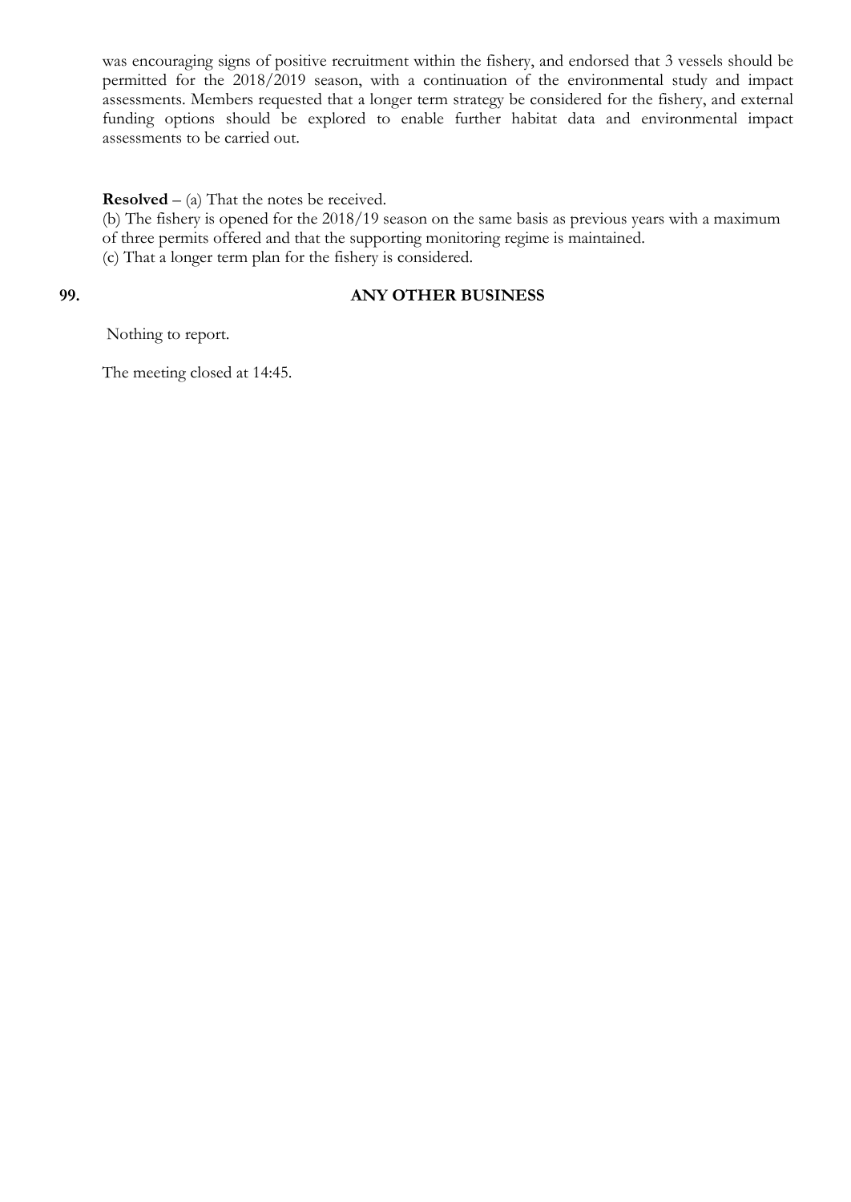was encouraging signs of positive recruitment within the fishery, and endorsed that 3 vessels should be permitted for the 2018/2019 season, with a continuation of the environmental study and impact assessments. Members requested that a longer term strategy be considered for the fishery, and external funding options should be explored to enable further habitat data and environmental impact assessments to be carried out.

**Resolved** – (a) That the notes be received.
(b) The fishery is opened for the 2018/19 season on the same basis as previous years with a maximum of three permits offered and that the supporting monitoring regime is maintained.
(c) That a longer term plan for the fishery is considered.

## 99. ANY OTHER BUSINESS

Nothing to report.

The meeting closed at 14:45.